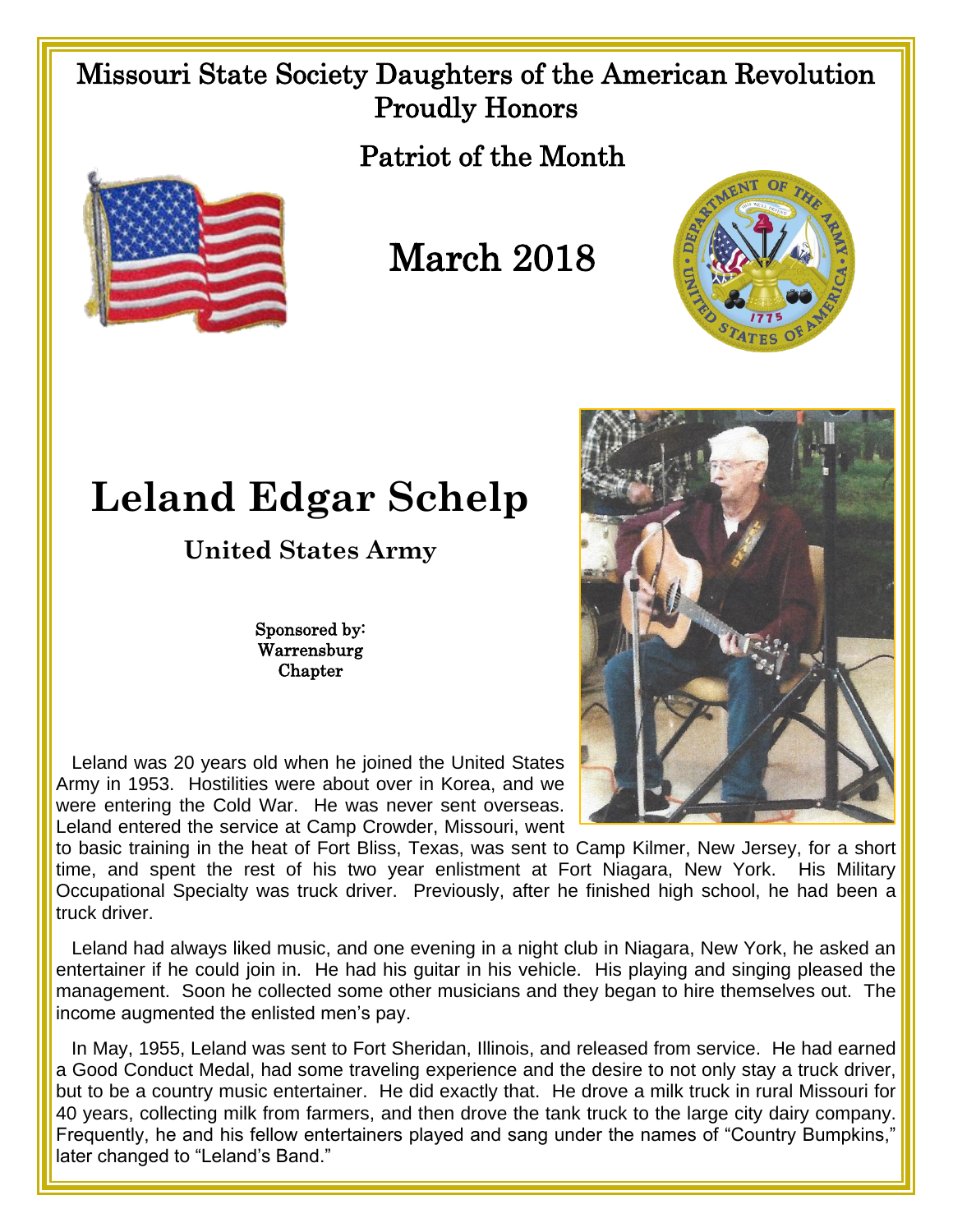Missouri State Society Daughters of the American Revolution
Proudly Honors

Patriot of the Month

March 2018

# Leland Edgar Schelp

## United States Army

Sponsored by:
Warrensburg
Chapter

Leland was 20 years old when he joined the United States Army in 1953. Hostilities were about over in Korea, and we were entering the Cold War. He was never sent overseas. Leland entered the service at Camp Crowder, Missouri, went to basic training in the heat of Fort Bliss, Texas, was sent to Camp Kilmer, New Jersey, for a short time, and spent the rest of his two year enlistment at Fort Niagara, New York. His Military Occupational Specialty was truck driver. Previously, after he finished high school, he had been a truck driver.

Leland had always liked music, and one evening in a night club in Niagara, New York, he asked an entertainer if he could join in. He had his guitar in his vehicle. His playing and singing pleased the management. Soon he collected some other musicians and they began to hire themselves out. The income augmented the enlisted men's pay.

In May, 1955, Leland was sent to Fort Sheridan, Illinois, and released from service. He had earned a Good Conduct Medal, had some traveling experience and the desire to not only stay a truck driver, but to be a country music entertainer. He did exactly that. He drove a milk truck in rural Missouri for 40 years, collecting milk from farmers, and then drove the tank truck to the large city dairy company. Frequently, he and his fellow entertainers played and sang under the names of "Country Bumpkins," later changed to "Leland's Band."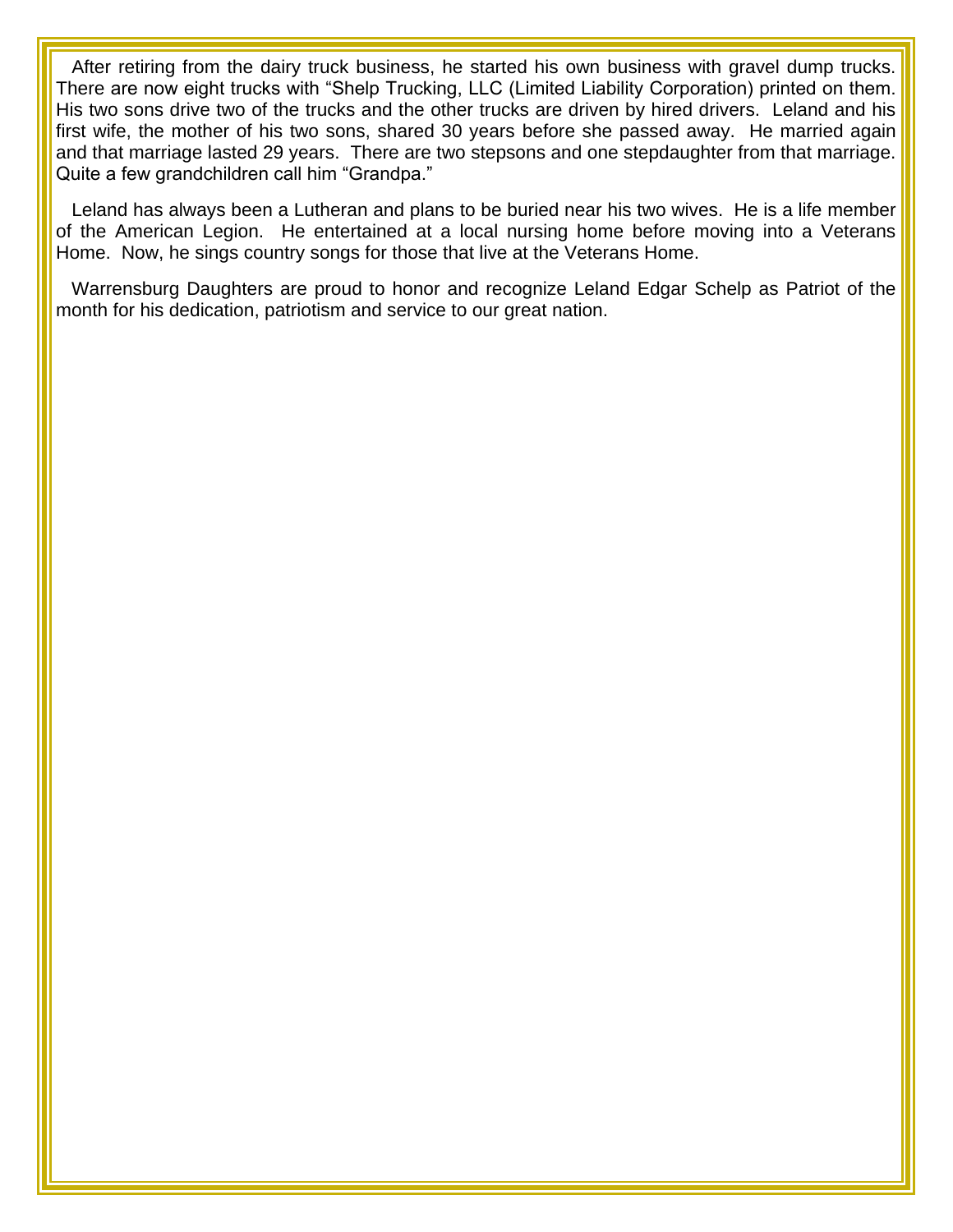After retiring from the dairy truck business, he started his own business with gravel dump trucks. There are now eight trucks with "Shelp Trucking, LLC (Limited Liability Corporation) printed on them. His two sons drive two of the trucks and the other trucks are driven by hired drivers. Leland and his first wife, the mother of his two sons, shared 30 years before she passed away. He married again and that marriage lasted 29 years. There are two stepsons and one stepdaughter from that marriage. Quite a few grandchildren call him "Grandpa."

Leland has always been a Lutheran and plans to be buried near his two wives. He is a life member of the American Legion. He entertained at a local nursing home before moving into a Veterans Home. Now, he sings country songs for those that live at the Veterans Home.

Warrensburg Daughters are proud to honor and recognize Leland Edgar Schelp as Patriot of the month for his dedication, patriotism and service to our great nation.